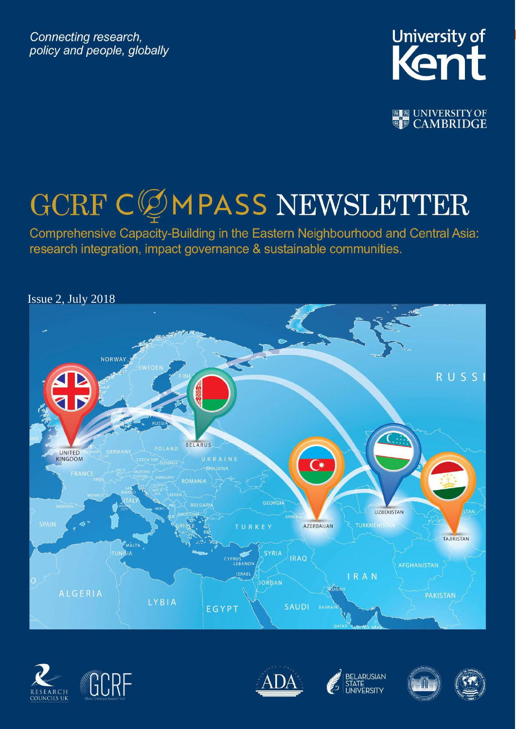*Connecting research, policy and people, globally*

University of Kent

UNIVERSITY OF CAMBRIDGE

# GCRF COMPASS NEWSLETTER

Comprehensive Capacity-Building in the Eastern Neighbourhood and Central Asia: research integration, impact governance & sustainable communities.

Issue 2, July 2018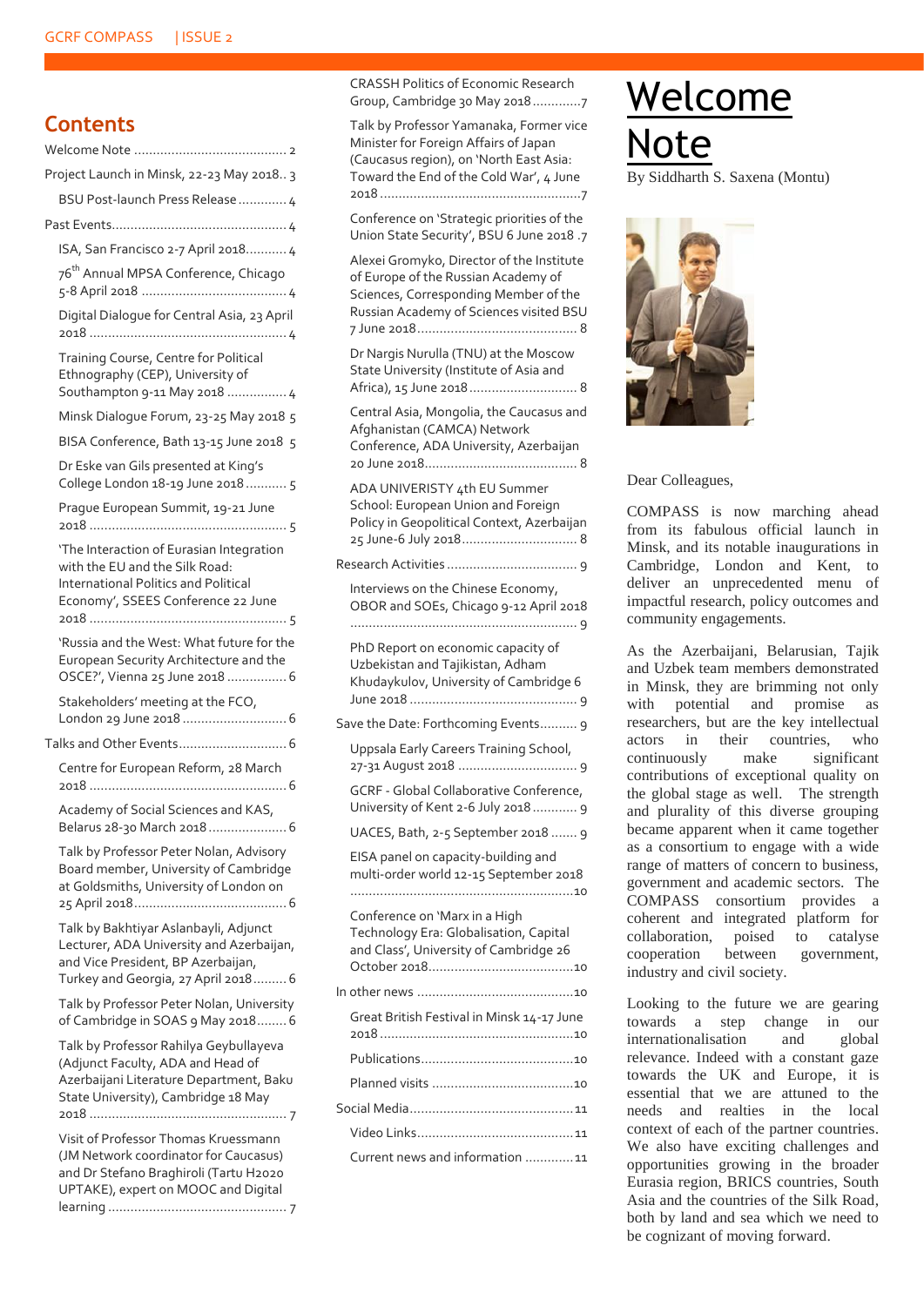## Contents

Welcome Note .......................................... 2

Project Launch in Minsk, 22-23 May 2018.. 3

- BSU Post-launch Press Release ............. 4

Past Events................................................ 4

- ISA, San Francisco 2-7 April 2018........... 4
- 76th Annual MPSA Conference, Chicago 5-8 April 2018 ....................................... 4
- Digital Dialogue for Central Asia, 23 April 2018 ..................................................... 4
- Training Course, Centre for Political Ethnography (CEP), University of Southampton 9-11 May 2018 ................ 4
- Minsk Dialogue Forum, 23-25 May 2018 5
- BISA Conference, Bath 13-15 June 2018 5
- Dr Eske van Gils presented at King's College London 18-19 June 2018 ........... 5
- Prague European Summit, 19-21 June 2018 ..................................................... 5
- 'The Interaction of Eurasian Integration with the EU and the Silk Road: International Politics and Political Economy', SSEES Conference 22 June 2018 ..................................................... 5
- 'Russia and the West: What future for the European Security Architecture and the OSCE?', Vienna 25 June 2018 ................ 6
- Stakeholders' meeting at the FCO, London 29 June 2018 ............................ 6

Talks and Other Events............................. 6

- Centre for European Reform, 28 March 2018 ..................................................... 6
- Academy of Social Sciences and KAS, Belarus 28-30 March 2018 ..................... 6
- Talk by Professor Peter Nolan, Advisory Board member, University of Cambridge at Goldsmiths, University of London on 25 April 2018......................................... 6
- Talk by Bakhtiyar Aslanbayli, Adjunct Lecturer, ADA University and Azerbaijan, and Vice President, BP Azerbaijan, Turkey and Georgia, 27 April 2018......... 6
- Talk by Professor Peter Nolan, University of Cambridge in SOAS 9 May 2018........ 6
- Talk by Professor Rahilya Geybullayeva (Adjunct Faculty, ADA and Head of Azerbaijani Literature Department, Baku State University), Cambridge 18 May 2018 ..................................................... 7
- Visit of Professor Thomas Kruessmann (JM Network coordinator for Caucasus) and Dr Stefano Braghiroli (Tartu H2020 UPTAKE), expert on MOOC and Digital learning ................................................ 7
- CRASSH Politics of Economic Research Group, Cambridge 30 May 2018.............7
- Talk by Professor Yamanaka, Former vice Minister for Foreign Affairs of Japan (Caucasus region), on 'North East Asia: Toward the End of the Cold War', 4 June 2018 ......................................................7
- Conference on 'Strategic priorities of the Union State Security', BSU 6 June 2018 .7
- Alexei Gromyko, Director of the Institute of Europe of the Russian Academy of Sciences, Corresponding Member of the Russian Academy of Sciences visited BSU 7 June 2018........................................... 8
- Dr Nargis Nurulla (TNU) at the Moscow State University (Institute of Asia and Africa), 15 June 2018 ............................ 8
- Central Asia, Mongolia, the Caucasus and Afghanistan (CAMCA) Network Conference, ADA University, Azerbaijan 20 June 2018......................................... 8
- ADA UNIVERISTY 4th EU Summer School: European Union and Foreign Policy in Geopolitical Context, Azerbaijan 25 June-6 July 2018............................... 8

Research Activities ................................... 9

- Interviews on the Chinese Economy, OBOR and SOEs, Chicago 9-12 April 2018 ............................................................ 9
- PhD Report on economic capacity of Uzbekistan and Tajikistan, Adham Khudaykulov, University of Cambridge 6 June 2018 ............................................ 9

Save the Date: Forthcoming Events.......... 9

- Uppsala Early Careers Training School, 27-31 August 2018 ................................ 9
- GCRF - Global Collaborative Conference, University of Kent 2-6 July 2018 ............ 9
- UACES, Bath, 2-5 September 2018 ....... 9
- EISA panel on capacity-building and multi-order world 12-15 September 2018 ............................................................10
- Conference on 'Marx in a High Technology Era: Globalisation, Capital and Class', University of Cambridge 26 October 2018.......................................10

In other news ..........................................10

- Great British Festival in Minsk 14-17 June 2018 ....................................................10
- Publications.........................................10
- Planned visits ......................................10

Social Media............................................11

- Video Links..........................................11
- Current news and information .............11

# Welcome Note

By Siddharth S. Saxena (Montu)

Dear Colleagues,

COMPASS is now marching ahead from its fabulous official launch in Minsk, and its notable inaugurations in Cambridge, London and Kent, to deliver an unprecedented menu of impactful research, policy outcomes and community engagements.

As the Azerbaijani, Belarusian, Tajik and Uzbek team members demonstrated in Minsk, they are brimming not only with potential and promise as researchers, but are the key intellectual actors in their countries, who continuously make significant contributions of exceptional quality on the global stage as well. The strength and plurality of this diverse grouping became apparent when it came together as a consortium to engage with a wide range of matters of concern to business, government and academic sectors. The COMPASS consortium provides a coherent and integrated platform for collaboration, poised to catalyse cooperation between government, industry and civil society.

Looking to the future we are gearing towards a step change in our internationalisation and global relevance. Indeed with a constant gaze towards the UK and Europe, it is essential that we are attuned to the needs and realties in the local context of each of the partner countries. We also have exciting challenges and opportunities growing in the broader Eurasia region, BRICS countries, South Asia and the countries of the Silk Road, both by land and sea which we need to be cognizant of moving forward.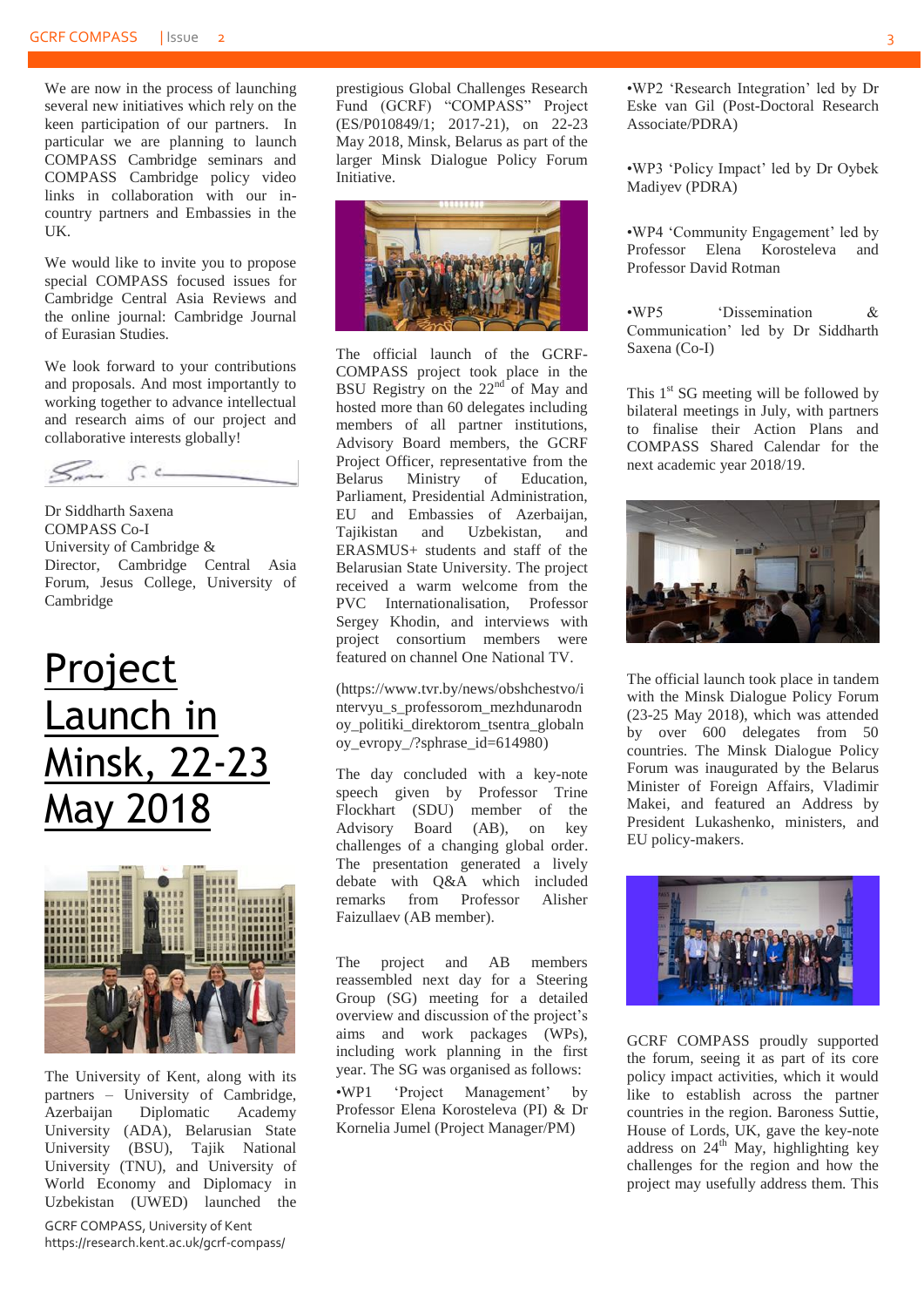We are now in the process of launching several new initiatives which rely on the keen participation of our partners. In particular we are planning to launch COMPASS Cambridge seminars and COMPASS Cambridge policy video links in collaboration with our in-country partners and Embassies in the UK.

We would like to invite you to propose special COMPASS focused issues for Cambridge Central Asia Reviews and the online journal: Cambridge Journal of Eurasian Studies.

We look forward to your contributions and proposals. And most importantly to working together to advance intellectual and research aims of our project and collaborative interests globally!

Dr Siddharth Saxena
COMPASS Co-I
University of Cambridge &
Director, Cambridge Central Asia Forum, Jesus College, University of Cambridge

# Project Launch in Minsk, 22-23 May 2018

The University of Kent, along with its partners – University of Cambridge, Azerbaijan Diplomatic Academy University (ADA), Belarusian State University (BSU), Tajik National University (TNU), and University of World Economy and Diplomacy in Uzbekistan (UWED) launched the prestigious Global Challenges Research Fund (GCRF) "COMPASS" Project (ES/P010849/1; 2017-21), on 22-23 May 2018, Minsk, Belarus as part of the larger Minsk Dialogue Policy Forum Initiative.

The official launch of the GCRF-COMPASS project took place in the BSU Registry on the 22[nd] of May and hosted more than 60 delegates including members of all partner institutions, Advisory Board members, the GCRF Project Officer, representative from the Belarus Ministry of Education, Parliament, Presidential Administration, EU and Embassies of Azerbaijan, Tajikistan and Uzbekistan, and ERASMUS+ students and staff of the Belarusian State University. The project received a warm welcome from the PVC Internationalisation, Professor Sergey Khodin, and interviews with project consortium members were featured on channel One National TV.

(https://www.tvr.by/news/obshchestvo/intervyu_s_professorom_mezhdunarodnoy_politiki_direktorom_tsentra_globalnoy_evropy_/?sphrase_id=614980)

The day concluded with a key-note speech given by Professor Trine Flockhart (SDU) member of the Advisory Board (AB), on key challenges of a changing global order. The presentation generated a lively debate with Q&A which included remarks from Professor Alisher Faizullaev (AB member).

The project and AB members reassembled next day for a Steering Group (SG) meeting for a detailed overview and discussion of the project's aims and work packages (WPs), including work planning in the first year. The SG was organised as follows:

- WP1 'Project Management' by Professor Elena Korosteleva (PI) & Dr Kornelia Jumel (Project Manager/PM)
- WP2 'Research Integration' led by Dr Eske van Gil (Post-Doctoral Research Associate/PDRA)
- WP3 'Policy Impact' led by Dr Oybek Madiyev (PDRA)
- WP4 'Community Engagement' led by Professor Elena Korosteleva and Professor David Rotman
- WP5 'Dissemination & Communication' led by Dr Siddharth Saxena (Co-I)

This 1[st] SG meeting will be followed by bilateral meetings in July, with partners to finalise their Action Plans and COMPASS Shared Calendar for the next academic year 2018/19.

The official launch took place in tandem with the Minsk Dialogue Policy Forum (23-25 May 2018), which was attended by over 600 delegates from 50 countries. The Minsk Dialogue Policy Forum was inaugurated by the Belarus Minister of Foreign Affairs, Vladimir Makei, and featured an Address by President Lukashenko, ministers, and EU policy-makers.

GCRF COMPASS proudly supported the forum, seeing it as part of its core policy impact activities, which it would like to establish across the partner countries in the region. Baroness Suttie, House of Lords, UK, gave the key-note address on 24[th] May, highlighting key challenges for the region and how the project may usefully address them. This

GCRF COMPASS, University of Kent
https://research.kent.ac.uk/gcrf-compass/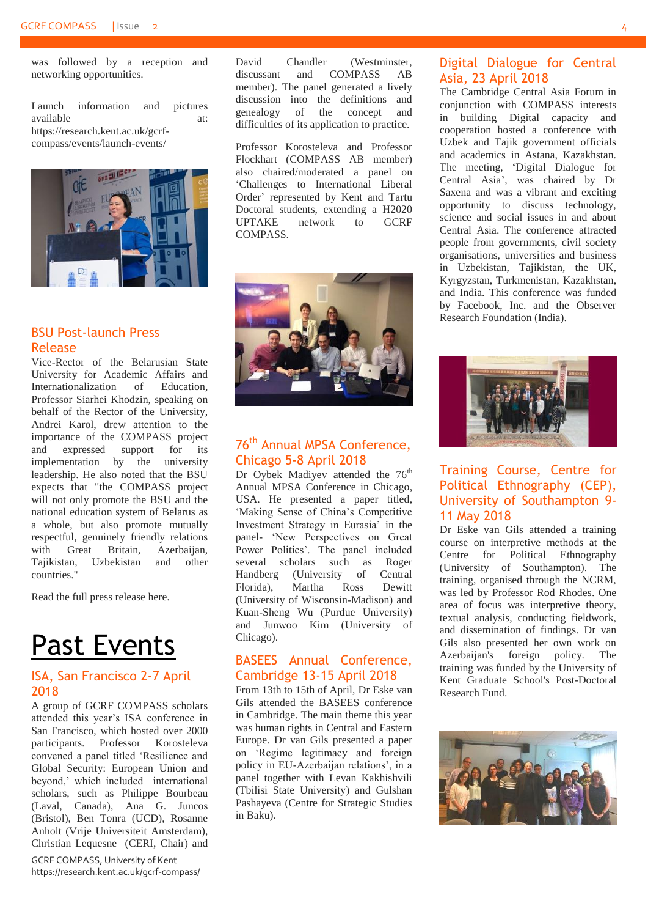was followed by a reception and networking opportunities.

Launch information and pictures available at: https://research.kent.ac.uk/gcrf-compass/events/launch-events/

## BSU Post-launch Press Release

Vice-Rector of the Belarusian State University for Academic Affairs and Internationalization of Education, Professor Siarhei Khodzin, speaking on behalf of the Rector of the University, Andrei Karol, drew attention to the importance of the COMPASS project and expressed support for its implementation by the university leadership. He also noted that the BSU expects that "the COMPASS project will not only promote the BSU and the national education system of Belarus as a whole, but also promote mutually respectful, genuinely friendly relations with Great Britain, Azerbaijan, Tajikistan, Uzbekistan and other countries."

Read the full press release here.

# Past Events

## ISA, San Francisco 2-7 April 2018

A group of GCRF COMPASS scholars attended this year's ISA conference in San Francisco, which hosted over 2000 participants. Professor Korosteleva convened a panel titled 'Resilience and Global Security: European Union and beyond,' which included international scholars, such as Philippe Bourbeau (Laval, Canada), Ana G. Juncos (Bristol), Ben Tonra (UCD), Rosanne Anholt (Vrije Universiteit Amsterdam), Christian Lequesne (CERI, Chair) and David Chandler (Westminster, discussant and COMPASS AB member). The panel generated a lively discussion into the definitions and genealogy of the concept and difficulties of its application to practice.

Professor Korosteleva and Professor Flockhart (COMPASS AB member) also chaired/moderated a panel on 'Challenges to International Liberal Order' represented by Kent and Tartu Doctoral students, extending a H2020 UPTAKE network to GCRF COMPASS.

## 76th Annual MPSA Conference, Chicago 5-8 April 2018

Dr Oybek Madiyev attended the 76th Annual MPSA Conference in Chicago, USA. He presented a paper titled, 'Making Sense of China's Competitive Investment Strategy in Eurasia' in the panel- 'New Perspectives on Great Power Politics'. The panel included several scholars such as Roger Handberg (University of Central Florida), Martha Ross Dewitt (University of Wisconsin-Madison) and Kuan-Sheng Wu (Purdue University) and Junwoo Kim (University of Chicago).

## BASEES Annual Conference, Cambridge 13-15 April 2018

From 13th to 15th of April, Dr Eske van Gils attended the BASEES conference in Cambridge. The main theme this year was human rights in Central and Eastern Europe. Dr van Gils presented a paper on 'Regime legitimacy and foreign policy in EU-Azerbaijan relations', in a panel together with Levan Kakhishvili (Tbilisi State University) and Gulshan Pashayeva (Centre for Strategic Studies in Baku).

## Digital Dialogue for Central Asia, 23 April 2018

The Cambridge Central Asia Forum in conjunction with COMPASS interests in building Digital capacity and cooperation hosted a conference with Uzbek and Tajik government officials and academics in Astana, Kazakhstan. The meeting, 'Digital Dialogue for Central Asia', was chaired by Dr Saxena and was a vibrant and exciting opportunity to discuss technology, science and social issues in and about Central Asia. The conference attracted people from governments, civil society organisations, universities and business in Uzbekistan, Tajikistan, the UK, Kyrgyzstan, Turkmenistan, Kazakhstan, and India. This conference was funded by Facebook, Inc. and the Observer Research Foundation (India).

## Training Course, Centre for Political Ethnography (CEP), University of Southampton 9-11 May 2018

Dr Eske van Gils attended a training course on interpretive methods at the Centre for Political Ethnography (University of Southampton). The training, organised through the NCRM, was led by Professor Rod Rhodes. One area of focus was interpretive theory, textual analysis, conducting fieldwork, and dissemination of findings. Dr van Gils also presented her own work on Azerbaijan's foreign policy. The training was funded by the University of Kent Graduate School's Post-Doctoral Research Fund.

GCRF COMPASS, University of Kent
https://research.kent.ac.uk/gcrf-compass/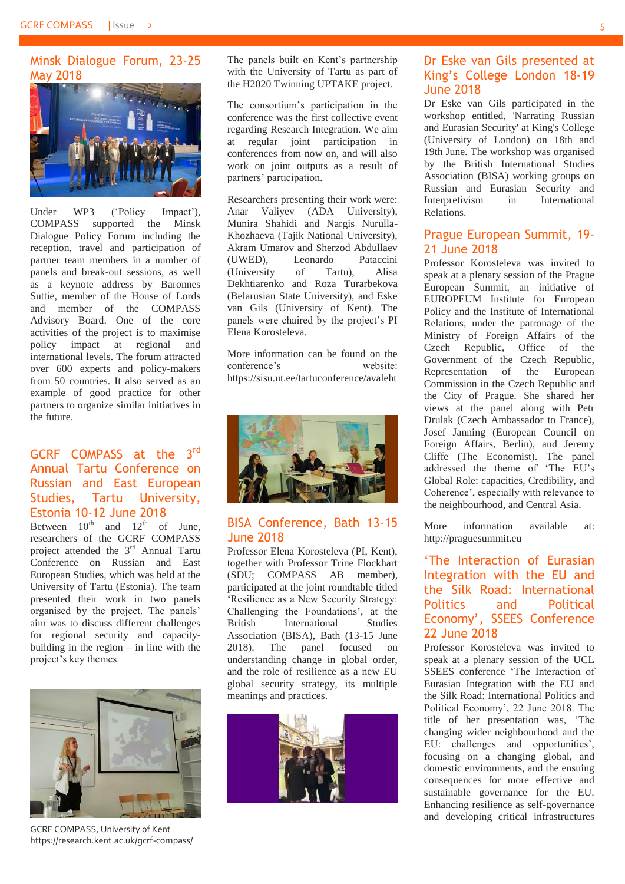## Minsk Dialogue Forum, 23-25 May 2018

Under WP3 ('Policy Impact'), COMPASS supported the Minsk Dialogue Policy Forum including the reception, travel and participation of partner team members in a number of panels and break-out sessions, as well as a keynote address by Baronnes Suttie, member of the House of Lords and member of the COMPASS Advisory Board. One of the core activities of the project is to maximise policy impact at regional and international levels. The forum attracted over 600 experts and policy-makers from 50 countries. It also served as an example of good practice for other partners to organize similar initiatives in the future.

## GCRF COMPASS at the 3rd Annual Tartu Conference on Russian and East European Studies, Tartu University, Estonia 10-12 June 2018

Between 10th and 12th of June, researchers of the GCRF COMPASS project attended the 3rd Annual Tartu Conference on Russian and East European Studies, which was held at the University of Tartu (Estonia). The team presented their work in two panels organised by the project. The panels' aim was to discuss different challenges for regional security and capacity-building in the region – in line with the project's key themes.

The panels built on Kent's partnership with the University of Tartu as part of the H2020 Twinning UPTAKE project.

The consortium's participation in the conference was the first collective event regarding Research Integration. We aim at regular joint participation in conferences from now on, and will also work on joint outputs as a result of partners' participation.

Researchers presenting their work were: Anar Valiyev (ADA University), Munira Shahidi and Nargis Nurulla-Khozhaeva (Tajik National University), Akram Umarov and Sherzod Abdullaev (UWED), Leonardo Pataccini (University of Tartu), Alisa Dekhtiarenko and Roza Turarbekova (Belarusian State University), and Eske van Gils (University of Kent). The panels were chaired by the project's PI Elena Korosteleva.

More information can be found on the conference's website: https://sisu.ut.ee/tartuconference/avaleht

## BISA Conference, Bath 13-15 June 2018

Professor Elena Korosteleva (PI, Kent), together with Professor Trine Flockhart (SDU; COMPASS AB member), participated at the joint roundtable titled 'Resilience as a New Security Strategy: Challenging the Foundations', at the British International Studies Association (BISA), Bath (13-15 June 2018). The panel focused on understanding change in global order, and the role of resilience as a new EU global security strategy, its multiple meanings and practices.

## Dr Eske van Gils presented at King's College London 18-19 June 2018

Dr Eske van Gils participated in the workshop entitled, 'Narrating Russian and Eurasian Security' at King's College (University of London) on 18th and 19th June. The workshop was organised by the British International Studies Association (BISA) working groups on Russian and Eurasian Security and Interpretivism in International Relations.

## Prague European Summit, 19-21 June 2018

Professor Korosteleva was invited to speak at a plenary session of the Prague European Summit, an initiative of EUROPEUM Institute for European Policy and the Institute of International Relations, under the patronage of the Ministry of Foreign Affairs of the Czech Republic, Office of the Government of the Czech Republic, Representation of the European Commission in the Czech Republic and the City of Prague. She shared her views at the panel along with Petr Drulak (Czech Ambassador to France), Josef Janning (European Council on Foreign Affairs, Berlin), and Jeremy Cliffe (The Economist). The panel addressed the theme of 'The EU's Global Role: capacities, Credibility, and Coherence', especially with relevance to the neighbourhood, and Central Asia.

More information available at: http://praguesummit.eu

## 'The Interaction of Eurasian Integration with the EU and the Silk Road: International Politics and Political Economy', SSEES Conference 22 June 2018

Professor Korosteleva was invited to speak at a plenary session of the UCL SSEES conference 'The Interaction of Eurasian Integration with the EU and the Silk Road: International Politics and Political Economy', 22 June 2018. The title of her presentation was, 'The changing wider neighbourhood and the EU: challenges and opportunities', focusing on a changing global, and domestic environments, and the ensuing consequences for more effective and sustainable governance for the EU. Enhancing resilience as self-governance and developing critical infrastructures

GCRF COMPASS, University of Kent
https://research.kent.ac.uk/gcrf-compass/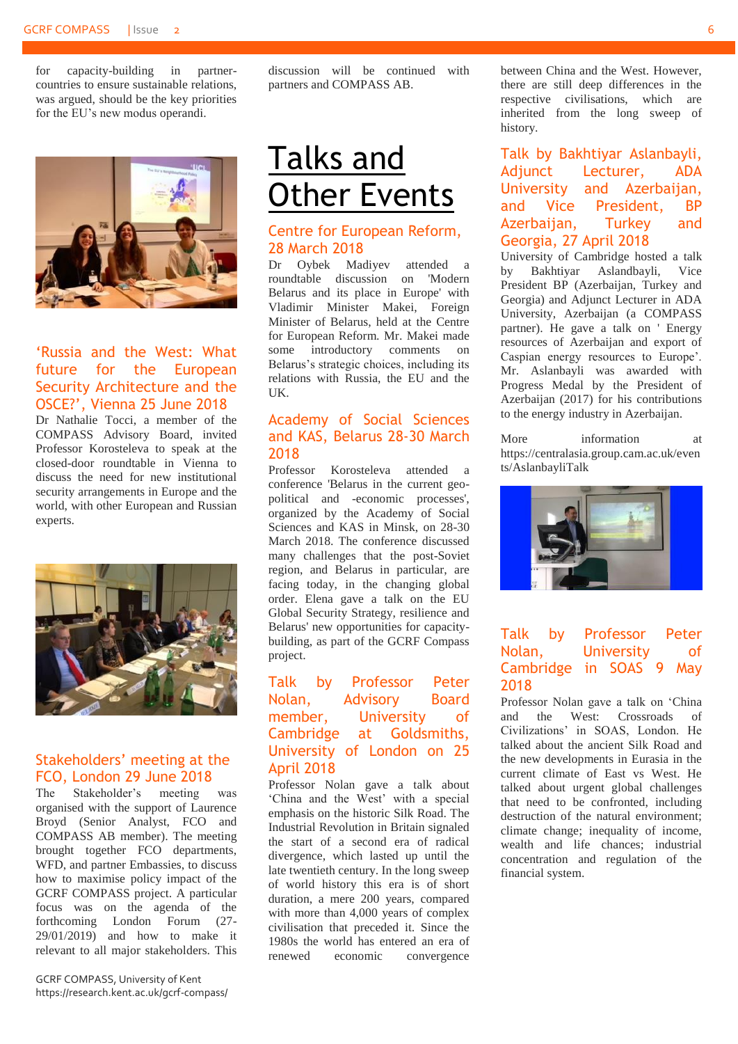for capacity-building in partner-countries to ensure sustainable relations, was argued, should be the key priorities for the EU's new modus operandi.

### 'Russia and the West: What future for the European Security Architecture and the OSCE?', Vienna 25 June 2018

Dr Nathalie Tocci, a member of the COMPASS Advisory Board, invited Professor Korosteleva to speak at the closed-door roundtable in Vienna to discuss the need for new institutional security arrangements in Europe and the world, with other European and Russian experts.

### Stakeholders' meeting at the FCO, London 29 June 2018

The Stakeholder's meeting was organised with the support of Laurence Broyd (Senior Analyst, FCO and COMPASS AB member). The meeting brought together FCO departments, WFD, and partner Embassies, to discuss how to maximise policy impact of the GCRF COMPASS project. A particular focus was on the agenda of the forthcoming London Forum (27-29/01/2019) and how to make it relevant to all major stakeholders. This discussion will be continued with partners and COMPASS AB.

# Talks and Other Events

### Centre for European Reform, 28 March 2018

Dr Oybek Madiyev attended a roundtable discussion on 'Modern Belarus and its place in Europe' with Vladimir Minister Makei, Foreign Minister of Belarus, held at the Centre for European Reform. Mr. Makei made some introductory comments on Belarus's strategic choices, including its relations with Russia, the EU and the UK.

### Academy of Social Sciences and KAS, Belarus 28-30 March 2018

Professor Korosteleva attended a conference 'Belarus in the current geo-political and -economic processes', organized by the Academy of Social Sciences and KAS in Minsk, on 28-30 March 2018. The conference discussed many challenges that the post-Soviet region, and Belarus in particular, are facing today, in the changing global order. Elena gave a talk on the EU Global Security Strategy, resilience and Belarus' new opportunities for capacity-building, as part of the GCRF Compass project.

### Talk by Professor Peter Nolan, Advisory Board member, University of Cambridge at Goldsmiths, University of London on 25 April 2018

Professor Nolan gave a talk about 'China and the West' with a special emphasis on the historic Silk Road. The Industrial Revolution in Britain signaled the start of a second era of radical divergence, which lasted up until the late twentieth century. In the long sweep of world history this era is of short duration, a mere 200 years, compared with more than 4,000 years of complex civilisation that preceded it. Since the 1980s the world has entered an era of renewed economic convergence between China and the West. However, there are still deep differences in the respective civilisations, which are inherited from the long sweep of history.

### Talk by Bakhtiyar Aslanbayli, Adjunct Lecturer, ADA University and Azerbaijan, and Vice President, BP Azerbaijan, Turkey and Georgia, 27 April 2018

University of Cambridge hosted a talk by Bakhtiyar Aslandbayli, Vice President BP (Azerbaijan, Turkey and Georgia) and Adjunct Lecturer in ADA University, Azerbaijan (a COMPASS partner). He gave a talk on ' Energy resources of Azerbaijan and export of Caspian energy resources to Europe'. Mr. Aslanbayli was awarded with Progress Medal by the President of Azerbaijan (2017) for his contributions to the energy industry in Azerbaijan.

More information at https://centralasia.group.cam.ac.uk/events/AslanbayliTalk

### Talk by Professor Peter Nolan, University of Cambridge in SOAS 9 May 2018

Professor Nolan gave a talk on 'China and the West: Crossroads of Civilizations' in SOAS, London. He talked about the ancient Silk Road and the new developments in Eurasia in the current climate of East vs West. He talked about urgent global challenges that need to be confronted, including destruction of the natural environment; climate change; inequality of income, wealth and life chances; industrial concentration and regulation of the financial system.

GCRF COMPASS, University of Kent
https://research.kent.ac.uk/gcrf-compass/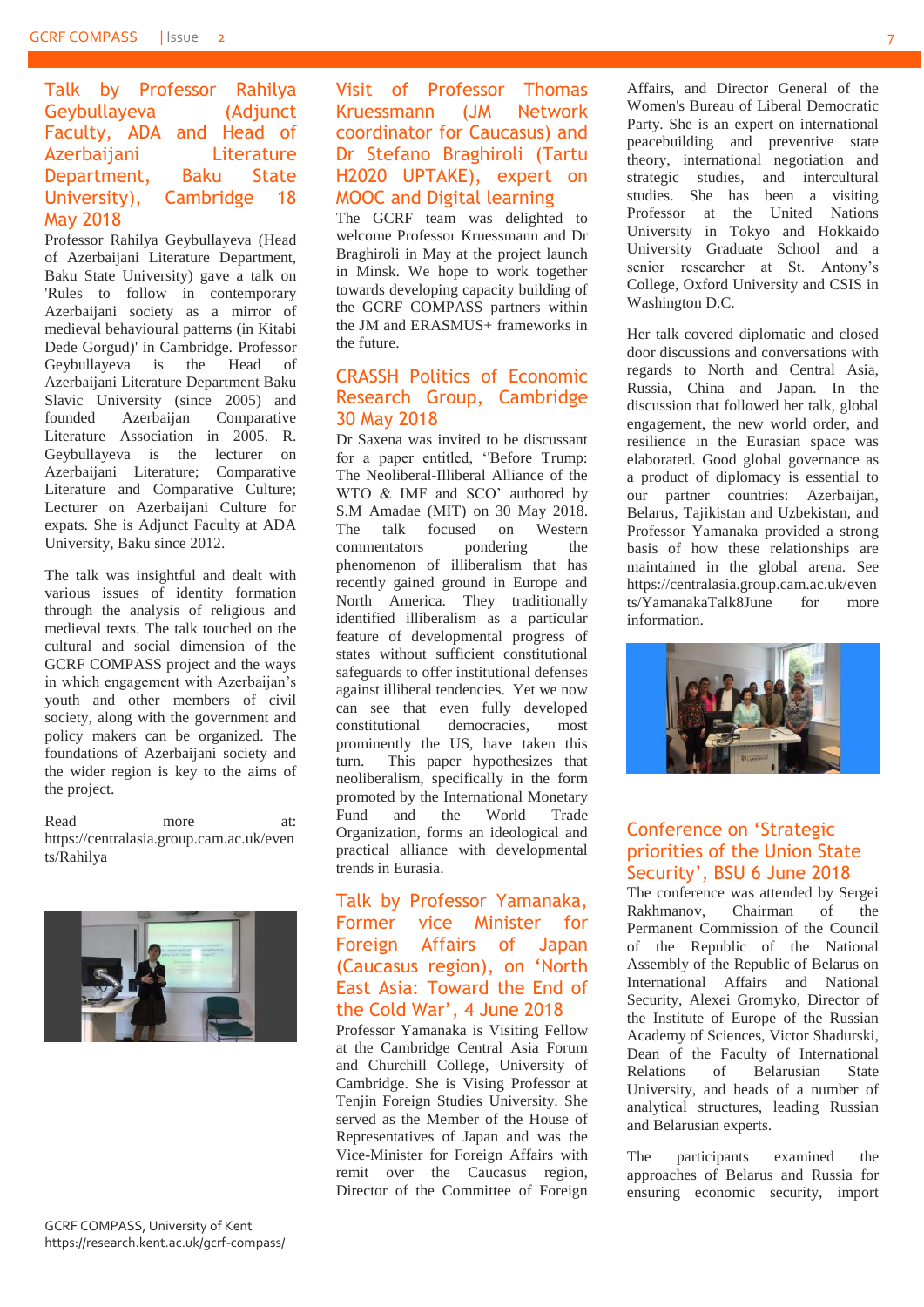## Talk by Professor Rahilya Geybullayeva (Adjunct Faculty, ADA and Head of Azerbaijani Literature Department, Baku State University), Cambridge 18 May 2018

Professor Rahilya Geybullayeva (Head of Azerbaijani Literature Department, Baku State University) gave a talk on 'Rules to follow in contemporary Azerbaijani society as a mirror of medieval behavioural patterns (in Kitabi Dede Gorgud)' in Cambridge. Professor Geybullayeva is the Head of Azerbaijani Literature Department Baku Slavic University (since 2005) and founded Azerbaijan Comparative Literature Association in 2005. R. Geybullayeva is the lecturer on Azerbaijani Literature; Comparative Literature and Comparative Culture; Lecturer on Azerbaijani Culture for expats. She is Adjunct Faculty at ADA University, Baku since 2012.

The talk was insightful and dealt with various issues of identity formation through the analysis of religious and medieval texts. The talk touched on the cultural and social dimension of the GCRF COMPASS project and the ways in which engagement with Azerbaijan's youth and other members of civil society, along with the government and policy makers can be organized. The foundations of Azerbaijani society and the wider region is key to the aims of the project.

Read more at: https://centralasia.group.cam.ac.uk/events/Rahilya

## Visit of Professor Thomas Kruessmann (JM Network coordinator for Caucasus) and Dr Stefano Braghiroli (Tartu H2020 UPTAKE), expert on MOOC and Digital learning

The GCRF team was delighted to welcome Professor Kruessmann and Dr Braghiroli in May at the project launch in Minsk. We hope to work together towards developing capacity building of the GCRF COMPASS partners within the JM and ERASMUS+ frameworks in the future.

## CRASSH Politics of Economic Research Group, Cambridge 30 May 2018

Dr Saxena was invited to be discussant for a paper entitled, ''Before Trump: The Neoliberal-Illiberal Alliance of the WTO & IMF and SCO' authored by S.M Amadae (MIT) on 30 May 2018. The talk focused on Western commentators pondering the phenomenon of illiberalism that has recently gained ground in Europe and North America. They traditionally identified illiberalism as a particular feature of developmental progress of states without sufficient constitutional safeguards to offer institutional defenses against illiberal tendencies. Yet we now can see that even fully developed constitutional democracies, most prominently the US, have taken this turn. This paper hypothesizes that neoliberalism, specifically in the form promoted by the International Monetary Fund and the World Trade Organization, forms an ideological and practical alliance with developmental trends in Eurasia.

## Talk by Professor Yamanaka, Former vice Minister for Foreign Affairs of Japan (Caucasus region), on 'North East Asia: Toward the End of the Cold War', 4 June 2018

Professor Yamanaka is Visiting Fellow at the Cambridge Central Asia Forum and Churchill College, University of Cambridge. She is Vising Professor at Tenjin Foreign Studies University. She served as the Member of the House of Representatives of Japan and was the Vice-Minister for Foreign Affairs with remit over the Caucasus region, Director of the Committee of Foreign Affairs, and Director General of the Women's Bureau of Liberal Democratic Party. She is an expert on international peacebuilding and preventive state theory, international negotiation and strategic studies, and intercultural studies. She has been a visiting Professor at the United Nations University in Tokyo and Hokkaido University Graduate School and a senior researcher at St. Antony's College, Oxford University and CSIS in Washington D.C.

Her talk covered diplomatic and closed door discussions and conversations with regards to North and Central Asia, Russia, China and Japan. In the discussion that followed her talk, global engagement, the new world order, and resilience in the Eurasian space was elaborated. Good global governance as a product of diplomacy is essential to our partner countries: Azerbaijan, Belarus, Tajikistan and Uzbekistan, and Professor Yamanaka provided a strong basis of how these relationships are maintained in the global arena. See https://centralasia.group.cam.ac.uk/events/YamanakaTalk8June for more information.

## Conference on 'Strategic priorities of the Union State Security', BSU 6 June 2018

The conference was attended by Sergei Rakhmanov, Chairman of the Permanent Commission of the Council of the Republic of the National Assembly of the Republic of Belarus on International Affairs and National Security, Alexei Gromyko, Director of the Institute of Europe of the Russian Academy of Sciences, Victor Shadurski, Dean of the Faculty of International Relations of Belarusian State University, and heads of a number of analytical structures, leading Russian and Belarusian experts.

The participants examined the approaches of Belarus and Russia for ensuring economic security, import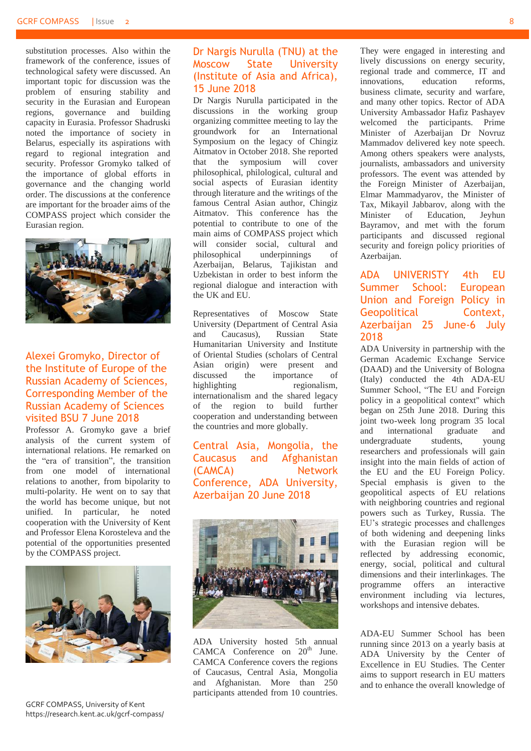substitution processes. Also within the framework of the conference, issues of technological safety were discussed. An important topic for discussion was the problem of ensuring stability and security in the Eurasian and European regions, governance and building capacity in Eurasia. Professor Shadruski noted the importance of society in Belarus, especially its aspirations with regard to regional integration and security. Professor Gromyko talked of the importance of global efforts in governance and the changing world order. The discussions at the conference are important for the broader aims of the COMPASS project which consider the Eurasian region.

## Alexei Gromyko, Director of the Institute of Europe of the Russian Academy of Sciences, Corresponding Member of the Russian Academy of Sciences visited BSU 7 June 2018

Professor A. Gromyko gave a brief analysis of the current system of international relations. He remarked on the "era of transition", the transition from one model of international relations to another, from bipolarity to multi-polarity. He went on to say that the world has become unique, but not unified. In particular, he noted cooperation with the University of Kent and Professor Elena Korosteleva and the potential of the opportunities presented by the COMPASS project.

## Dr Nargis Nurulla (TNU) at the Moscow State University (Institute of Asia and Africa), 15 June 2018

Dr Nargis Nurulla participated in the discussions in the working group organizing committee meeting to lay the groundwork for an International Symposium on the legacy of Chingiz Aitmatov in October 2018. She reported that the symposium will cover philosophical, philological, cultural and social aspects of Eurasian identity through literature and the writings of the famous Central Asian author, Chingiz Aitmatov. This conference has the potential to contribute to one of the main aims of COMPASS project which will consider social, cultural and philosophical underpinnings of Azerbaijan, Belarus, Tajikistan and Uzbekistan in order to best inform the regional dialogue and interaction with the UK and EU.

Representatives of Moscow State University (Department of Central Asia and Caucasus), Russian State Humanitarian University and Institute of Oriental Studies (scholars of Central Asian origin) were present and discussed the importance of highlighting regionalism, internationalism and the shared legacy of the region to build further cooperation and understanding between the countries and more globally.

## Central Asia, Mongolia, the Caucasus and Afghanistan (CAMCA) Network Conference, ADA University, Azerbaijan 20 June 2018

ADA University hosted 5th annual CAMCA Conference on 20th June. CAMCA Conference covers the regions of Caucasus, Central Asia, Mongolia and Afghanistan. More than 250 participants attended from 10 countries. They were engaged in interesting and lively discussions on energy security, regional trade and commerce, IT and innovations, education reforms, business climate, security and warfare, and many other topics. Rector of ADA University Ambassador Hafiz Pashayev welcomed the participants. Prime Minister of Azerbaijan Dr Novruz Mammadov delivered key note speech. Among others speakers were analysts, journalists, ambassadors and university professors. The event was attended by the Foreign Minister of Azerbaijan, Elmar Mammadyarov, the Minister of Tax, Mikayil Jabbarov, along with the Minister of Education, Jeyhun Bayramov, and met with the forum participants and discussed regional security and foreign policy priorities of Azerbaijan.

## ADA UNIVERSITY 4th EU Summer School: European Union and Foreign Policy in Geopolitical Context, Azerbaijan 25 June-6 July 2018

ADA University in partnership with the German Academic Exchange Service (DAAD) and the University of Bologna (Italy) conducted the 4th ADA-EU Summer School, "The EU and Foreign policy in a geopolitical context" which began on 25th June 2018. During this joint two-week long program 35 local and international graduate and undergraduate students, young researchers and professionals will gain insight into the main fields of action of the EU and the EU Foreign Policy. Special emphasis is given to the geopolitical aspects of EU relations with neighboring countries and regional powers such as Turkey, Russia. The EU's strategic processes and challenges of both widening and deepening links with the Eurasian region will be reflected by addressing economic, energy, social, political and cultural dimensions and their interlinkages. The programme offers an interactive environment including via lectures, workshops and intensive debates.

ADA-EU Summer School has been running since 2013 on a yearly basis at ADA University by the Center of Excellence in EU Studies. The Center aims to support research in EU matters and to enhance the overall knowledge of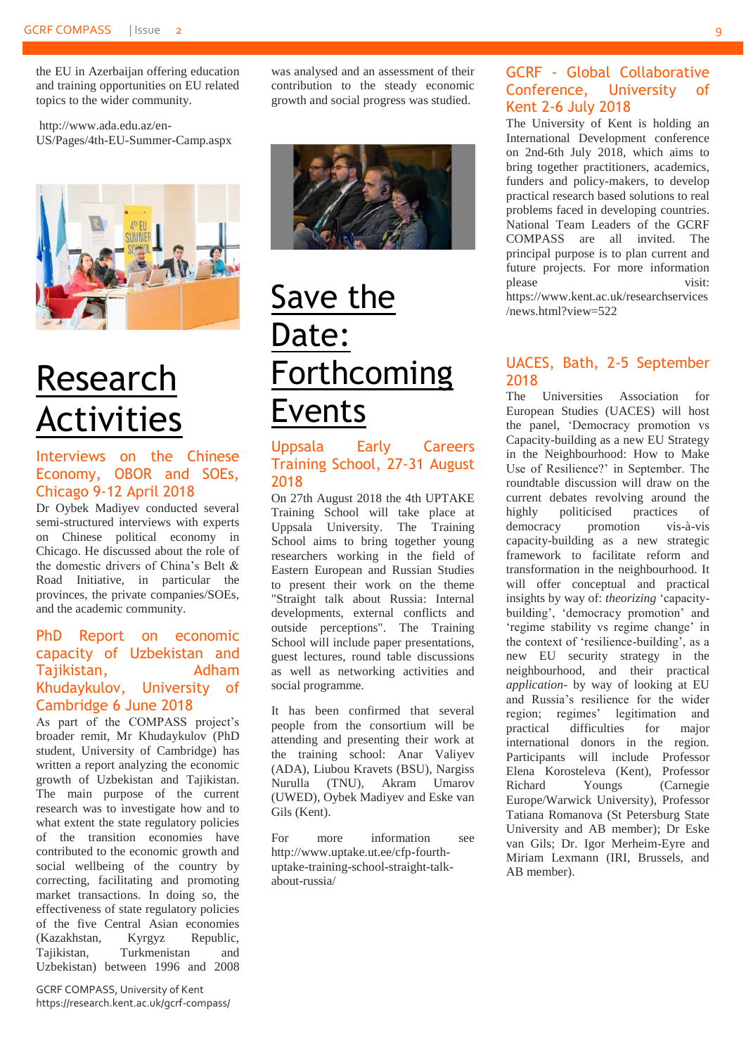the EU in Azerbaijan offering education and training opportunities on EU related topics to the wider community.

http://www.ada.edu.az/en-US/Pages/4th-EU-Summer-Camp.aspx

# Research Activities

## Interviews on the Chinese Economy, OBOR and SOEs, Chicago 9-12 April 2018

Dr Oybek Madiyev conducted several semi-structured interviews with experts on Chinese political economy in Chicago. He discussed about the role of the domestic drivers of China's Belt & Road Initiative, in particular the provinces, the private companies/SOEs, and the academic community.

## PhD Report on economic capacity of Uzbekistan and Tajikistan, Adham Khudaykulov, University of Cambridge 6 June 2018

As part of the COMPASS project's broader remit, Mr Khudaykulov (PhD student, University of Cambridge) has written a report analyzing the economic growth of Uzbekistan and Tajikistan. The main purpose of the current research was to investigate how and to what extent the state regulatory policies of the transition economies have contributed to the economic growth and social wellbeing of the country by correcting, facilitating and promoting market transactions. In doing so, the effectiveness of state regulatory policies of the five Central Asian economies (Kazakhstan, Kyrgyz Republic, Tajikistan, Turkmenistan and Uzbekistan) between 1996 and 2008 was analysed and an assessment of their contribution to the steady economic growth and social progress was studied.

# Save the Date: Forthcoming Events

## Uppsala Early Careers Training School, 27-31 August 2018

On 27th August 2018 the 4th UPTAKE Training School will take place at Uppsala University. The Training School aims to bring together young researchers working in the field of Eastern European and Russian Studies to present their work on the theme "Straight talk about Russia: Internal developments, external conflicts and outside perceptions". The Training School will include paper presentations, guest lectures, round table discussions as well as networking activities and social programme.

It has been confirmed that several people from the consortium will be attending and presenting their work at the training school: Anar Valiyev (ADA), Liubou Kravets (BSU), Nargiss Nurulla (TNU), Akram Umarov (UWED), Oybek Madiyev and Eske van Gils (Kent).

For more information see http://www.uptake.ut.ee/cfp-fourth-uptake-training-school-straight-talk-about-russia/

## GCRF - Global Collaborative Conference, University of Kent 2-6 July 2018

The University of Kent is holding an International Development conference on 2nd-6th July 2018, which aims to bring together practitioners, academics, funders and policy-makers, to develop practical research based solutions to real problems faced in developing countries. National Team Leaders of the GCRF COMPASS are all invited. The principal purpose is to plan current and future projects. For more information please visit: https://www.kent.ac.uk/researchservices/news.html?view=522

## UACES, Bath, 2-5 September 2018

The Universities Association for European Studies (UACES) will host the panel, 'Democracy promotion vs Capacity-building as a new EU Strategy in the Neighbourhood: How to Make Use of Resilience?' in September. The roundtable discussion will draw on the current debates revolving around the highly politicised practices of democracy promotion vis-à-vis capacity-building as a new strategic framework to facilitate reform and transformation in the neighbourhood. It will offer conceptual and practical insights by way of: *theorizing* 'capacity-building', 'democracy promotion' and 'regime stability vs regime change' in the context of 'resilience-building', as a new EU security strategy in the neighbourhood, and their practical *application*- by way of looking at EU and Russia's resilience for the wider region; regimes' legitimation and practical difficulties for major international donors in the region. Participants will include Professor Elena Korosteleva (Kent), Professor Richard Youngs (Carnegie Europe/Warwick University), Professor Tatiana Romanova (St Petersburg State University and AB member); Dr Eske van Gils; Dr. Igor Merheim-Eyre and Miriam Lexmann (IRI, Brussels, and AB member).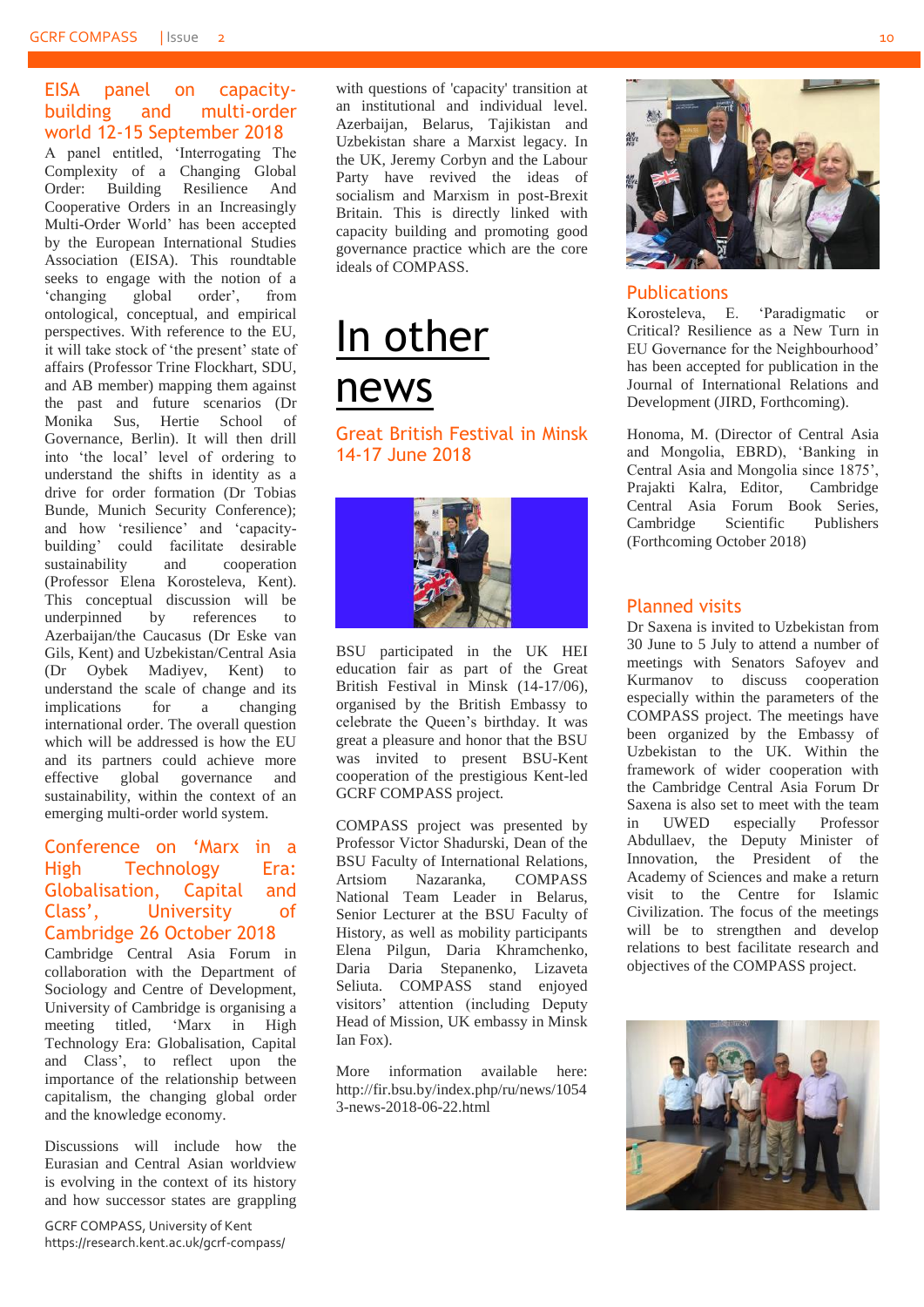## EISA panel on capacity-building and multi-order world 12-15 September 2018

A panel entitled, 'Interrogating The Complexity of a Changing Global Order: Building Resilience And Cooperative Orders in an Increasingly Multi-Order World' has been accepted by the European International Studies Association (EISA). This roundtable seeks to engage with the notion of a 'changing global order', from ontological, conceptual, and empirical perspectives. With reference to the EU, it will take stock of 'the present' state of affairs (Professor Trine Flockhart, SDU, and AB member) mapping them against the past and future scenarios (Dr Monika Sus, Hertie School of Governance, Berlin). It will then drill into 'the local' level of ordering to understand the shifts in identity as a drive for order formation (Dr Tobias Bunde, Munich Security Conference); and how 'resilience' and 'capacity-building' could facilitate desirable sustainability and cooperation (Professor Elena Korosteleva, Kent). This conceptual discussion will be underpinned by references to Azerbaijan/the Caucasus (Dr Eske van Gils, Kent) and Uzbekistan/Central Asia (Dr Oybek Madiyev, Kent) to understand the scale of change and its implications for a changing international order. The overall question which will be addressed is how the EU and its partners could achieve more effective global governance and sustainability, within the context of an emerging multi-order world system.

## Conference on 'Marx in a High Technology Era: Globalisation, Capital and Class', University of Cambridge 26 October 2018

Cambridge Central Asia Forum in collaboration with the Department of Sociology and Centre of Development, University of Cambridge is organising a meeting titled, 'Marx in High Technology Era: Globalisation, Capital and Class', to reflect upon the importance of the relationship between capitalism, the changing global order and the knowledge economy.

Discussions will include how the Eurasian and Central Asian worldview is evolving in the context of its history and how successor states are grappling with questions of 'capacity' transition at an institutional and individual level. Azerbaijan, Belarus, Tajikistan and Uzbekistan share a Marxist legacy. In the UK, Jeremy Corbyn and the Labour Party have revived the ideas of socialism and Marxism in post-Brexit Britain. This is directly linked with capacity building and promoting good governance practice which are the core ideals of COMPASS.

# In other news

## Great British Festival in Minsk 14-17 June 2018

BSU participated in the UK HEI education fair as part of the Great British Festival in Minsk (14-17/06), organised by the British Embassy to celebrate the Queen's birthday. It was great a pleasure and honor that the BSU was invited to present BSU-Kent cooperation of the prestigious Kent-led GCRF COMPASS project.

COMPASS project was presented by Professor Victor Shadurski, Dean of the BSU Faculty of International Relations, Artsiom Nazaranka, COMPASS National Team Leader in Belarus, Senior Lecturer at the BSU Faculty of History, as well as mobility participants Elena Pilgun, Daria Khramchenko, Daria Daria Stepanenko, Lizaveta Seliuta. COMPASS stand enjoyed visitors' attention (including Deputy Head of Mission, UK embassy in Minsk Ian Fox).

More information available here: http://fir.bsu.by/index.php/ru/news/10543-news-2018-06-22.html

## Publications

Korosteleva, E. 'Paradigmatic or Critical? Resilience as a New Turn in EU Governance for the Neighbourhood' has been accepted for publication in the Journal of International Relations and Development (JIRD, Forthcoming).

Honoma, M. (Director of Central Asia and Mongolia, EBRD), 'Banking in Central Asia and Mongolia since 1875', Prajakti Kalra, Editor, Cambridge Central Asia Forum Book Series, Cambridge Scientific Publishers (Forthcoming October 2018)

## Planned visits

Dr Saxena is invited to Uzbekistan from 30 June to 5 July to attend a number of meetings with Senators Safoyev and Kurmanov to discuss cooperation especially within the parameters of the COMPASS project. The meetings have been organized by the Embassy of Uzbekistan to the UK. Within the framework of wider cooperation with the Cambridge Central Asia Forum Dr Saxena is also set to meet with the team in UWED especially Professor Abdullaev, the Deputy Minister of Innovation, the President of the Academy of Sciences and make a return visit to the Centre for Islamic Civilization. The focus of the meetings will be to strengthen and develop relations to best facilitate research and objectives of the COMPASS project.

GCRF COMPASS, University of Kent
https://research.kent.ac.uk/gcrf-compass/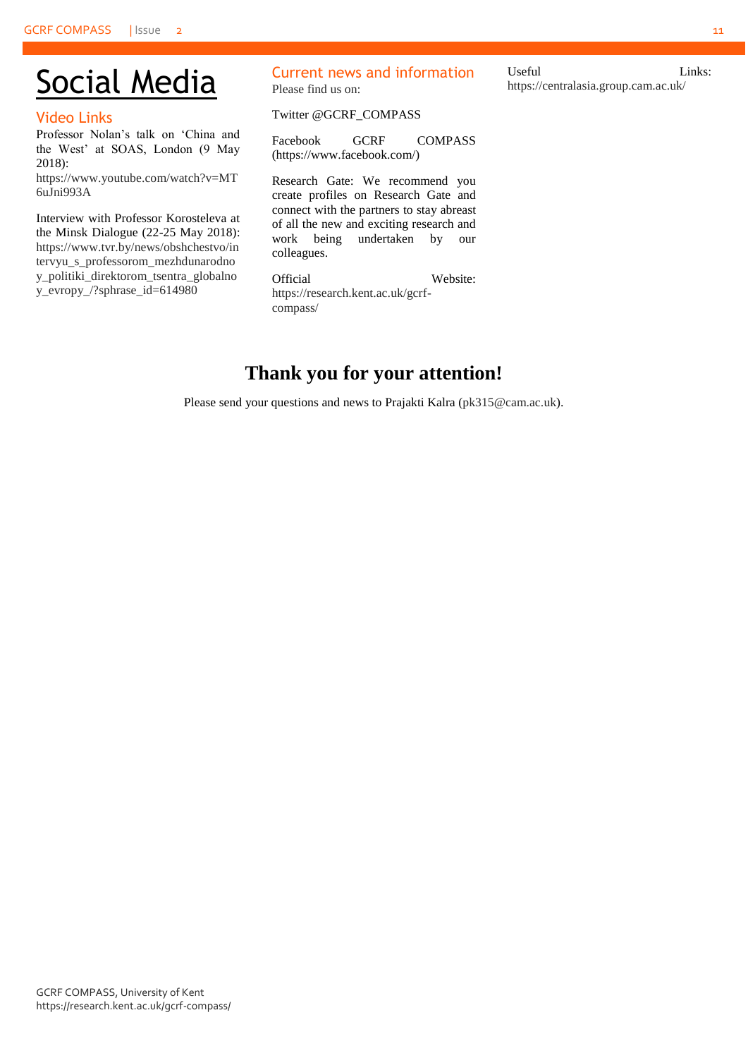# Social Media

## Video Links

Professor Nolan's talk on 'China and the West' at SOAS, London (9 May 2018): https://www.youtube.com/watch?v=MT6uJni993A

Interview with Professor Korosteleva at the Minsk Dialogue (22-25 May 2018): https://www.tvr.by/news/obshchestvo/intervyu_s_professorom_mezhdunarodnoy_politiki_direktorom_tsentra_globalnoy_evropy_/?sphrase_id=614980

## Current news and information

Please find us on:

Twitter @GCRF_COMPASS

Facebook GCRF COMPASS (https://www.facebook.com/)

Research Gate: We recommend you create profiles on Research Gate and connect with the partners to stay abreast of all the new and exciting research and work being undertaken by our colleagues.

Official Website: https://research.kent.ac.uk/gcrf-compass/

Useful Links: https://centralasia.group.cam.ac.uk/

## Thank you for your attention!

Please send your questions and news to Prajakti Kalra (pk315@cam.ac.uk).

GCRF COMPASS, University of Kent
https://research.kent.ac.uk/gcrf-compass/